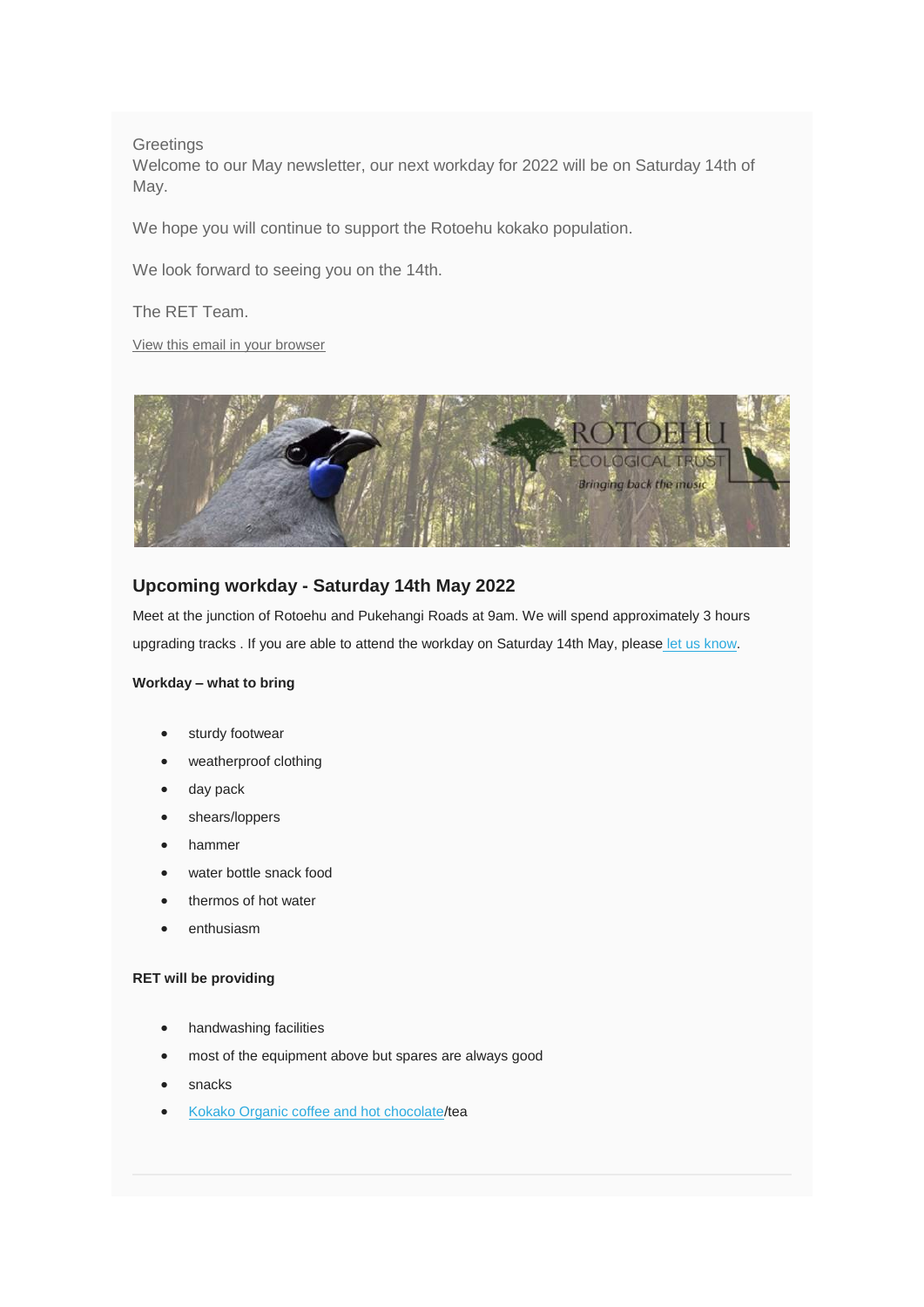Greetings
Welcome to our May newsletter, our next workday for 2022 will be on Saturday 14th of May.

We hope you will continue to support the Rotoehu kokako population.

We look forward to seeing you on the 14th.

The RET Team.

View this email in your browser

## Upcoming workday - Saturday 14th May 2022

Meet at the junction of Rotoehu and Pukehangi Roads at 9am. We will spend approximately 3 hours upgrading tracks . If you are able to attend the workday on Saturday 14th May, please let us know.

**Workday – what to bring**

- sturdy footwear
- weatherproof clothing
- day pack
- shears/loppers
- hammer
- water bottle snack food
- thermos of hot water
- enthusiasm

**RET will be providing**

- handwashing facilities
- most of the equipment above but spares are always good
- snacks
- Kokako Organic coffee and hot chocolate/tea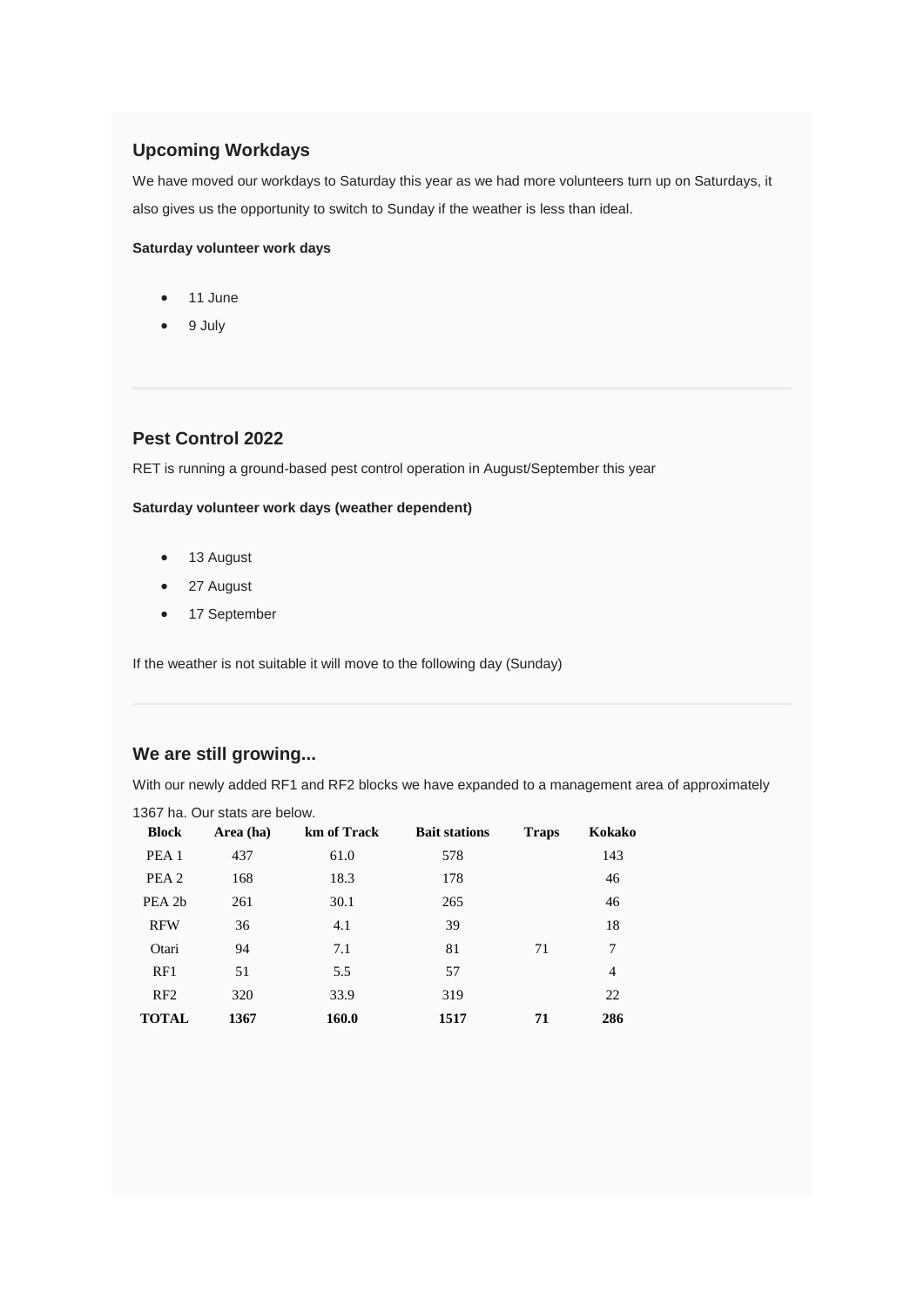## Upcoming Workdays

We have moved our workdays to Saturday this year as we had more volunteers turn up on Saturdays, it also gives us the opportunity to switch to Sunday if the weather is less than ideal.

**Saturday volunteer work days**

- 11 June
- 9 July

---

## Pest Control 2022

RET is running a ground-based pest control operation in August/September this year

**Saturday volunteer work days (weather dependent)**

- 13 August
- 27 August
- 17 September

If the weather is not suitable it will move to the following day (Sunday)

---

## We are still growing...

With our newly added RF1 and RF2 blocks we have expanded to a management area of approximately 1367 ha. Our stats are below.

| Block | Area (ha) | km of Track | Bait stations | Traps | Kokako |
|---|---|---|---|---|---|
| PEA 1 | 437 | 61.0 | 578 | | 143 |
| PEA 2 | 168 | 18.3 | 178 | | 46 |
| PEA 2b | 261 | 30.1 | 265 | | 46 |
| RFW | 36 | 4.1 | 39 | | 18 |
| Otari | 94 | 7.1 | 81 | 71 | 7 |
| RF1 | 51 | 5.5 | 57 | | 4 |
| RF2 | 320 | 33.9 | 319 | | 22 |
| **TOTAL** | **1367** | **160.0** | **1517** | **71** | **286** |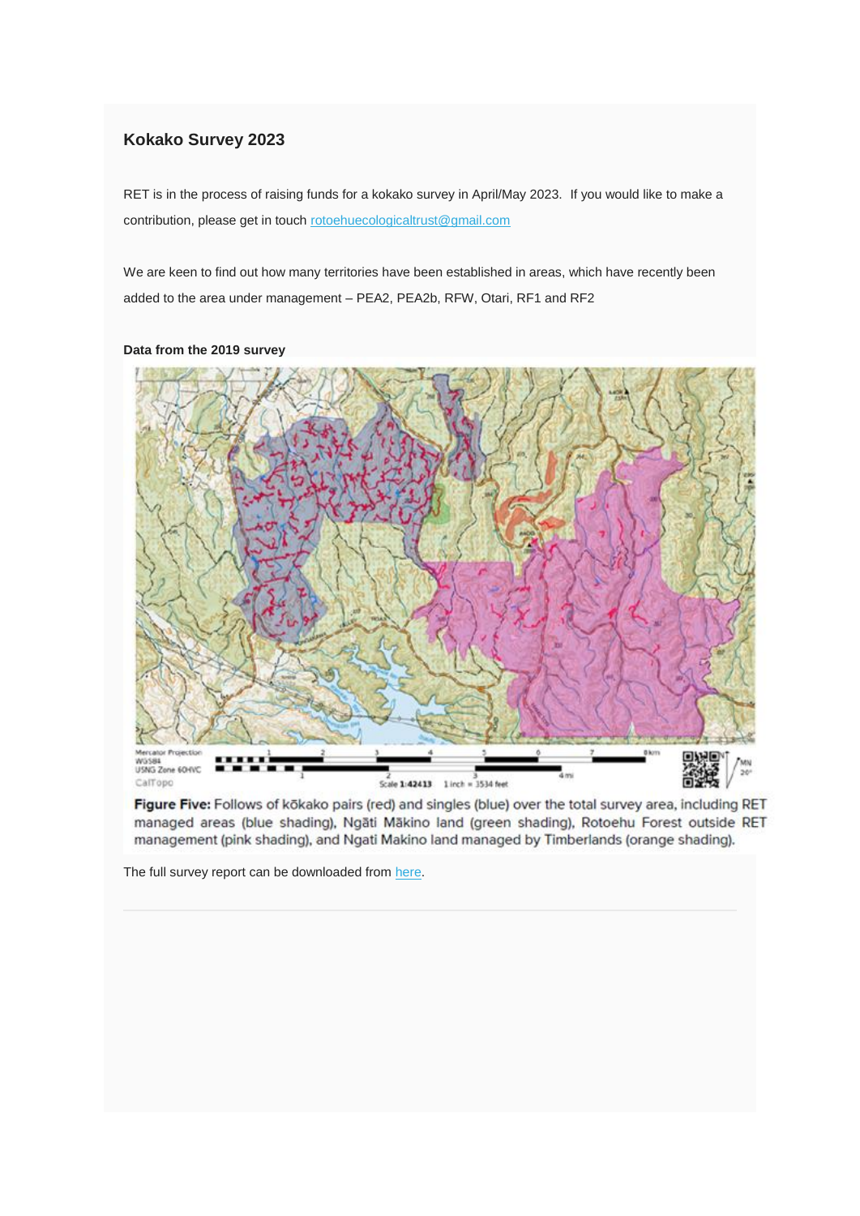## Kokako Survey 2023

RET is in the process of raising funds for a kokako survey in April/May 2023. If you would like to make a contribution, please get in touch rotoehuecologicaltrust@gmail.com

We are keen to find out how many territories have been established in areas, which have recently been added to the area under management – PEA2, PEA2b, RFW, Otari, RF1 and RF2

**Data from the 2019 survey**

**Figure Five:** Follows of kōkako pairs (red) and singles (blue) over the total survey area, including RET managed areas (blue shading), Ngāti Mākino land (green shading), Rotoehu Forest outside RET management (pink shading), and Ngati Makino land managed by Timberlands (orange shading).

The full survey report can be downloaded from here.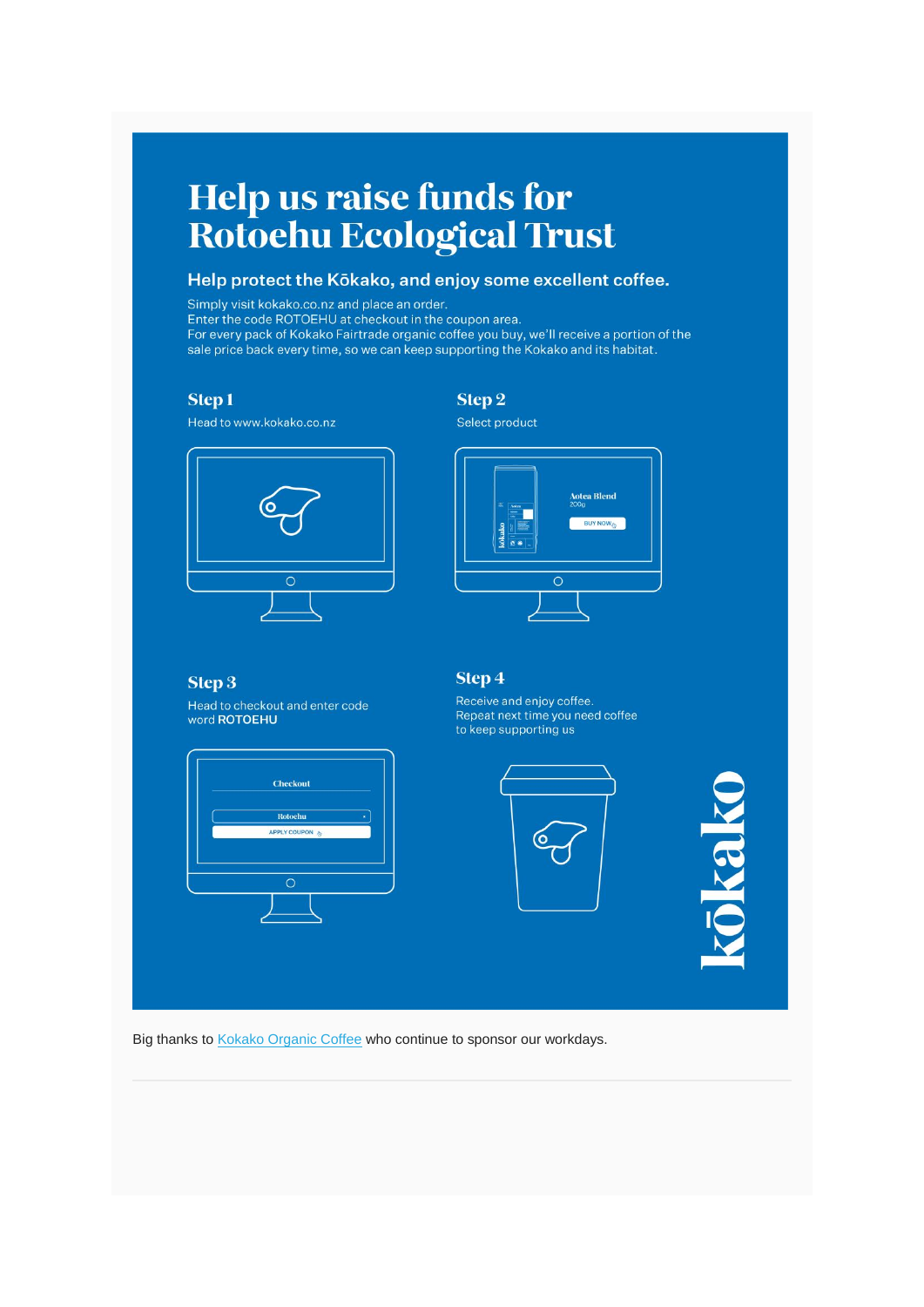# Help us raise funds for Rotoehu Ecological Trust

## Help protect the Kōkako, and enjoy some excellent coffee.

Simply visit kokako.co.nz and place an order.
Enter the code ROTOEHU at checkout in the coupon area.
For every pack of Kokako Fairtrade organic coffee you buy, we'll receive a portion of the sale price back every time, so we can keep supporting the Kokako and its habitat.

### Step 1

Head to www.kokako.co.nz

### Step 2

Select product

Aotea Blend
200g
BUY NOW

### Step 3

Head to checkout and enter code word **ROTOEHU**

Checkout
Rotoehu
APPLY COUPON

### Step 4

Receive and enjoy coffee.
Repeat next time you need coffee to keep supporting us

kōkako

Big thanks to Kokako Organic Coffee who continue to sponsor our workdays.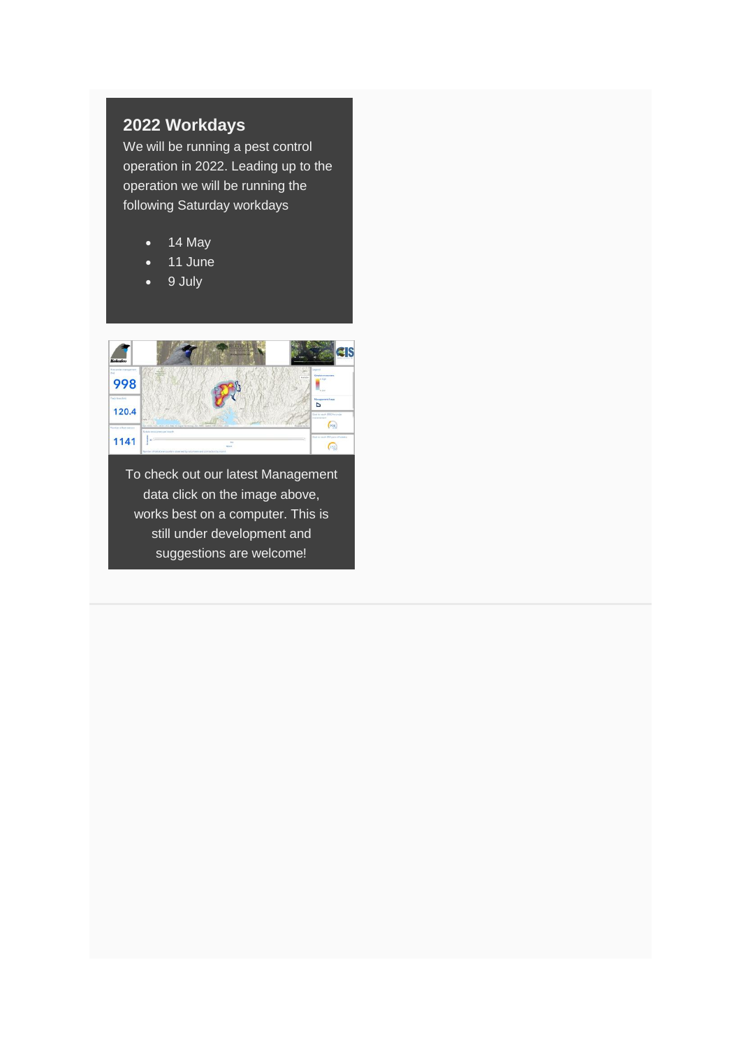## 2022 Workdays

We will be running a pest control operation in 2022. Leading up to the operation we will be running the following Saturday workdays

- 14 May
- 11 June
- 9 July

To check out our latest Management data click on the image above, works best on a computer. This is still under development and suggestions are welcome!